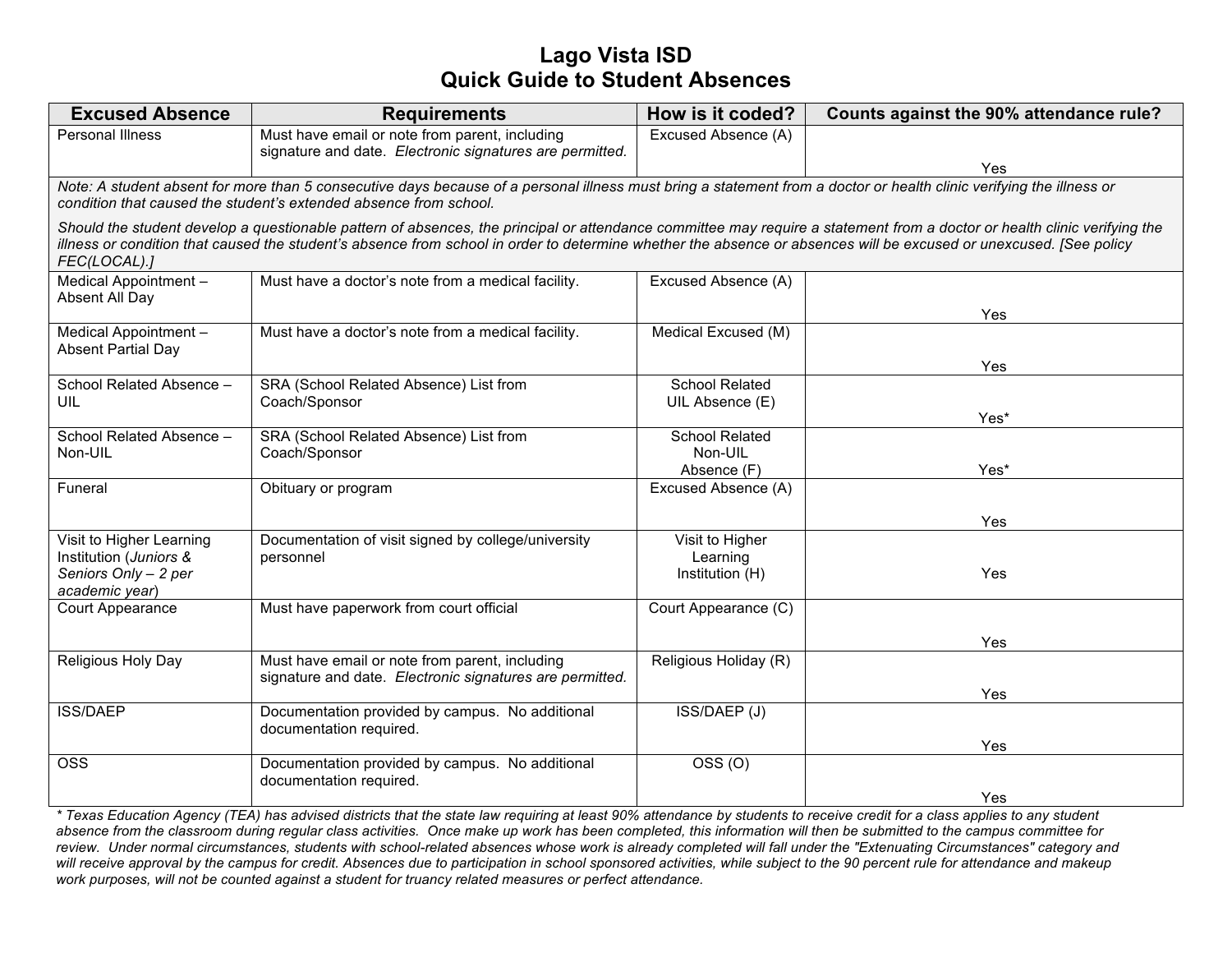# Lago Vista ISD
## Quick Guide to Student Absences

| Excused Absence | Requirements | How is it coded? | Counts against the 90% attendance rule? |
|---|---|---|---|
| Personal Illness | Must have email or note from parent, including signature and date. *Electronic signatures are permitted.* | Excused Absence (A) | Yes |
| *Note: A student absent for more than 5 consecutive days because of a personal illness must bring a statement from a doctor or health clinic verifying the illness or condition that caused the student's extended absence from school. Should the student develop a questionable pattern of absences, the principal or attendance committee may require a statement from a doctor or health clinic verifying the illness or condition that caused the student's absence from school in order to determine whether the absence or absences will be excused or unexcused. [See policy FEC(LOCAL).]* | | | |
| Medical Appointment – Absent All Day | Must have a doctor's note from a medical facility. | Excused Absence (A) | Yes |
| Medical Appointment – Absent Partial Day | Must have a doctor's note from a medical facility. | Medical Excused (M) | Yes |
| School Related Absence – UIL | SRA (School Related Absence) List from Coach/Sponsor | School Related UIL Absence (E) | Yes* |
| School Related Absence – Non-UIL | SRA (School Related Absence) List from Coach/Sponsor | School Related Non-UIL Absence (F) | Yes* |
| Funeral | Obituary or program | Excused Absence (A) | Yes |
| Visit to Higher Learning Institution (*Juniors & Seniors Only – 2 per academic year*) | Documentation of visit signed by college/university personnel | Visit to Higher Learning Institution (H) | Yes |
| Court Appearance | Must have paperwork from court official | Court Appearance (C) | Yes |
| Religious Holy Day | Must have email or note from parent, including signature and date. *Electronic signatures are permitted.* | Religious Holiday (R) | Yes |
| ISS/DAEP | Documentation provided by campus. No additional documentation required. | ISS/DAEP (J) | Yes |
| OSS | Documentation provided by campus. No additional documentation required. | OSS (O) | Yes |

*\* Texas Education Agency (TEA) has advised districts that the state law requiring at least 90% attendance by students to receive credit for a class applies to any student absence from the classroom during regular class activities. Once make up work has been completed, this information will then be submitted to the campus committee for review. Under normal circumstances, students with school-related absences whose work is already completed will fall under the "Extenuating Circumstances" category and will receive approval by the campus for credit. Absences due to participation in school sponsored activities, while subject to the 90 percent rule for attendance and makeup work purposes, will not be counted against a student for truancy related measures or perfect attendance.*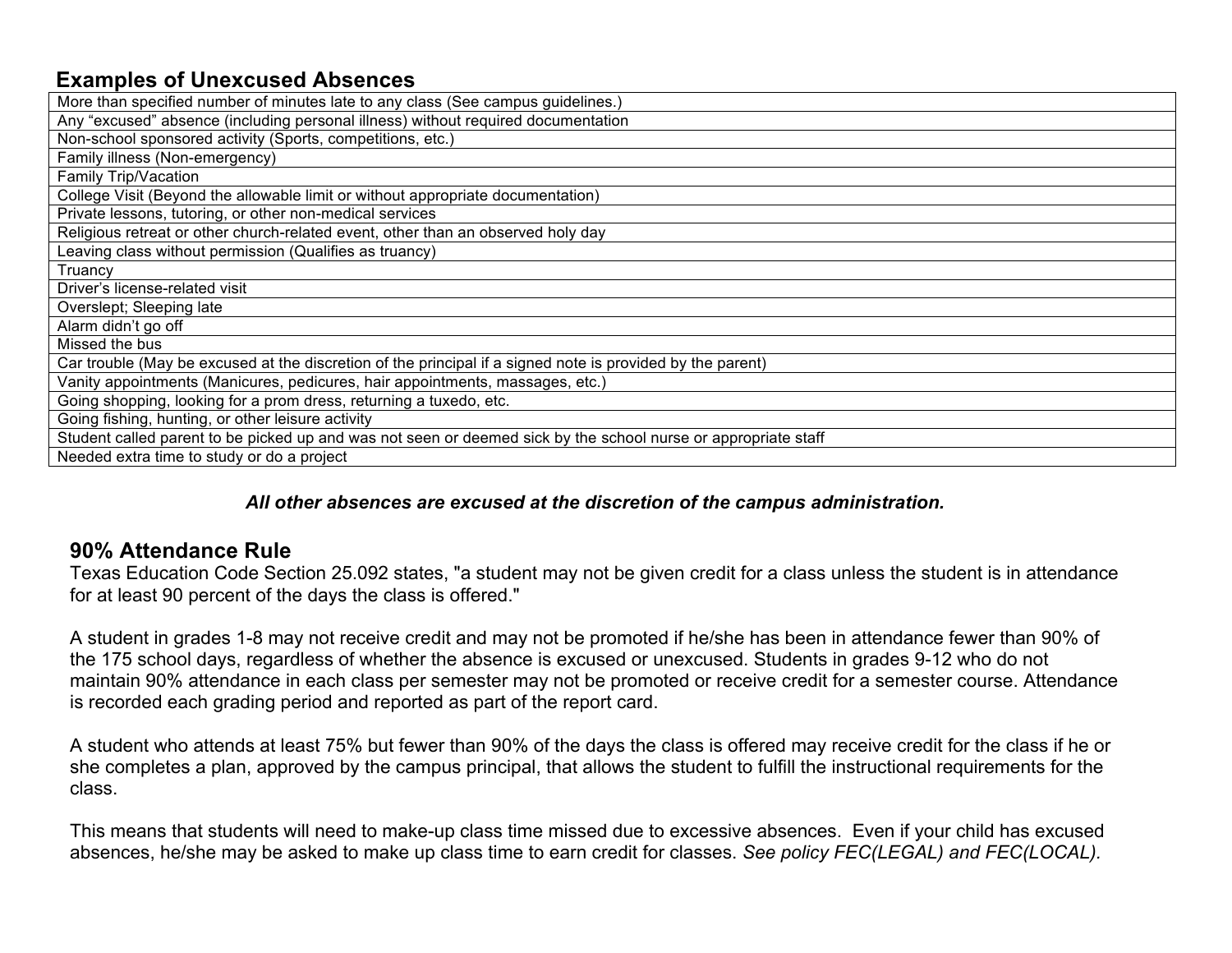## Examples of Unexcused Absences

| |
|---|
| More than specified number of minutes late to any class (See campus guidelines.) |
| Any “excused” absence (including personal illness) without required documentation |
| Non-school sponsored activity (Sports, competitions, etc.) |
| Family illness (Non-emergency) |
| Family Trip/Vacation |
| College Visit (Beyond the allowable limit or without appropriate documentation) |
| Private lessons, tutoring, or other non-medical services |
| Religious retreat or other church-related event, other than an observed holy day |
| Leaving class without permission (Qualifies as truancy) |
| Truancy |
| Driver’s license-related visit |
| Overslept; Sleeping late |
| Alarm didn’t go off |
| Missed the bus |
| Car trouble (May be excused at the discretion of the principal if a signed note is provided by the parent) |
| Vanity appointments (Manicures, pedicures, hair appointments, massages, etc.) |
| Going shopping, looking for a prom dress, returning a tuxedo, etc. |
| Going fishing, hunting, or other leisure activity |
| Student called parent to be picked up and was not seen or deemed sick by the school nurse or appropriate staff |
| Needed extra time to study or do a project |

***All other absences are excused at the discretion of the campus administration.***

## 90% Attendance Rule

Texas Education Code Section 25.092 states, "a student may not be given credit for a class unless the student is in attendance for at least 90 percent of the days the class is offered."

A student in grades 1-8 may not receive credit and may not be promoted if he/she has been in attendance fewer than 90% of the 175 school days, regardless of whether the absence is excused or unexcused. Students in grades 9-12 who do not maintain 90% attendance in each class per semester may not be promoted or receive credit for a semester course. Attendance is recorded each grading period and reported as part of the report card.

A student who attends at least 75% but fewer than 90% of the days the class is offered may receive credit for the class if he or she completes a plan, approved by the campus principal, that allows the student to fulfill the instructional requirements for the class.

This means that students will need to make-up class time missed due to excessive absences. Even if your child has excused absences, he/she may be asked to make up class time to earn credit for classes. *See policy FEC(LEGAL) and FEC(LOCAL).*